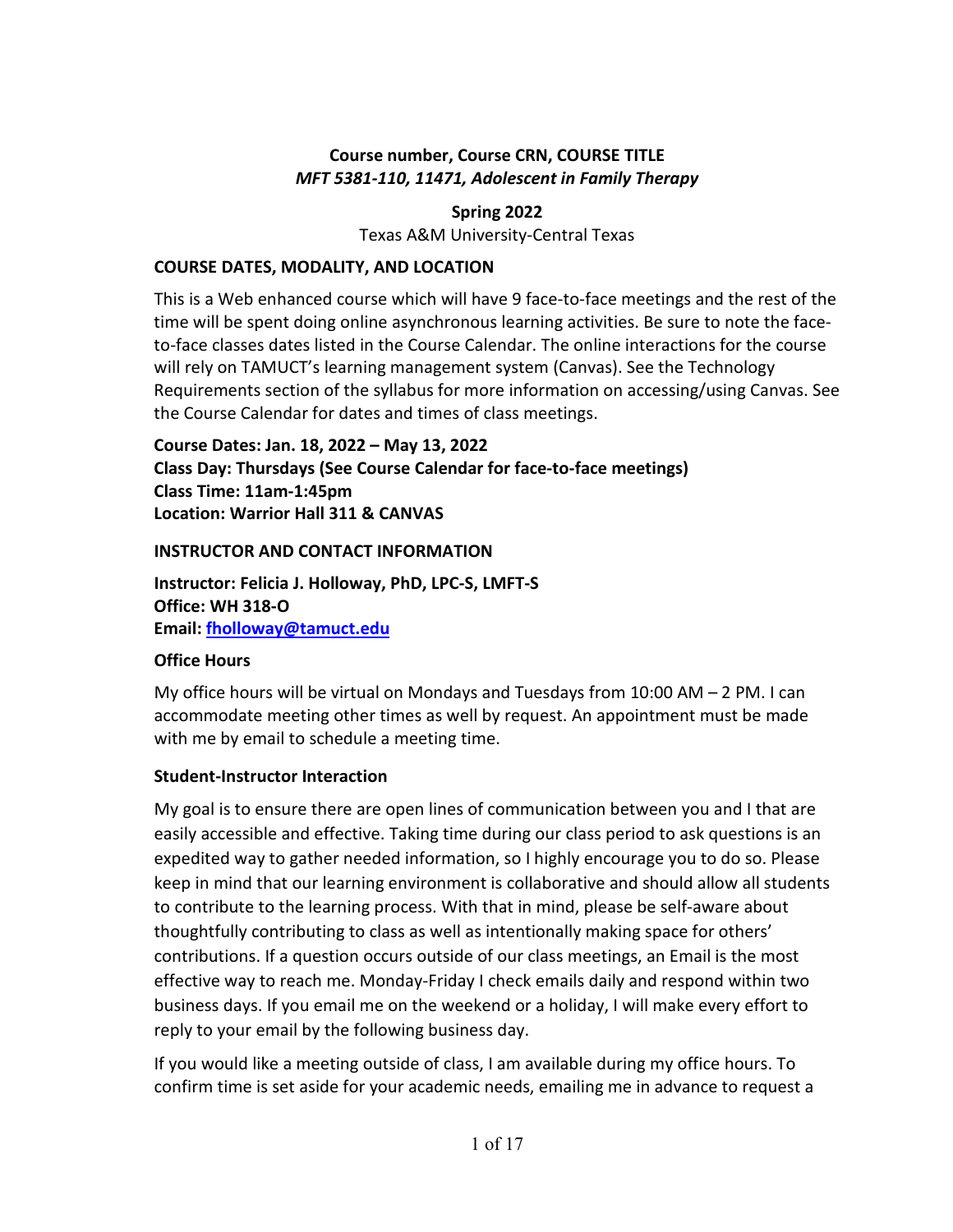# Course number, Course CRN, COURSE TITLE

***MFT 5381-110, 11471, Adolescent in Family Therapy***

**Spring 2022**

Texas A&M University-Central Texas

## COURSE DATES, MODALITY, AND LOCATION

This is a Web enhanced course which will have 9 face-to-face meetings and the rest of the time will be spent doing online asynchronous learning activities. Be sure to note the face-to-face classes dates listed in the Course Calendar. The online interactions for the course will rely on TAMUCT's learning management system (Canvas). See the Technology Requirements section of the syllabus for more information on accessing/using Canvas. See the Course Calendar for dates and times of class meetings.

**Course Dates: Jan. 18, 2022 – May 13, 2022**
**Class Day: Thursdays (See Course Calendar for face-to-face meetings)**
**Class Time: 11am-1:45pm**
**Location: Warrior Hall 311 & CANVAS**

## INSTRUCTOR AND CONTACT INFORMATION

**Instructor: Felicia J. Holloway, PhD, LPC-S, LMFT-S**
**Office: WH 318-O**
**Email: fholloway@tamuct.edu**

### Office Hours

My office hours will be virtual on Mondays and Tuesdays from 10:00 AM – 2 PM. I can accommodate meeting other times as well by request. An appointment must be made with me by email to schedule a meeting time.

### Student-Instructor Interaction

My goal is to ensure there are open lines of communication between you and I that are easily accessible and effective. Taking time during our class period to ask questions is an expedited way to gather needed information, so I highly encourage you to do so. Please keep in mind that our learning environment is collaborative and should allow all students to contribute to the learning process. With that in mind, please be self-aware about thoughtfully contributing to class as well as intentionally making space for others' contributions. If a question occurs outside of our class meetings, an Email is the most effective way to reach me. Monday-Friday I check emails daily and respond within two business days. If you email me on the weekend or a holiday, I will make every effort to reply to your email by the following business day.

If you would like a meeting outside of class, I am available during my office hours. To confirm time is set aside for your academic needs, emailing me in advance to request a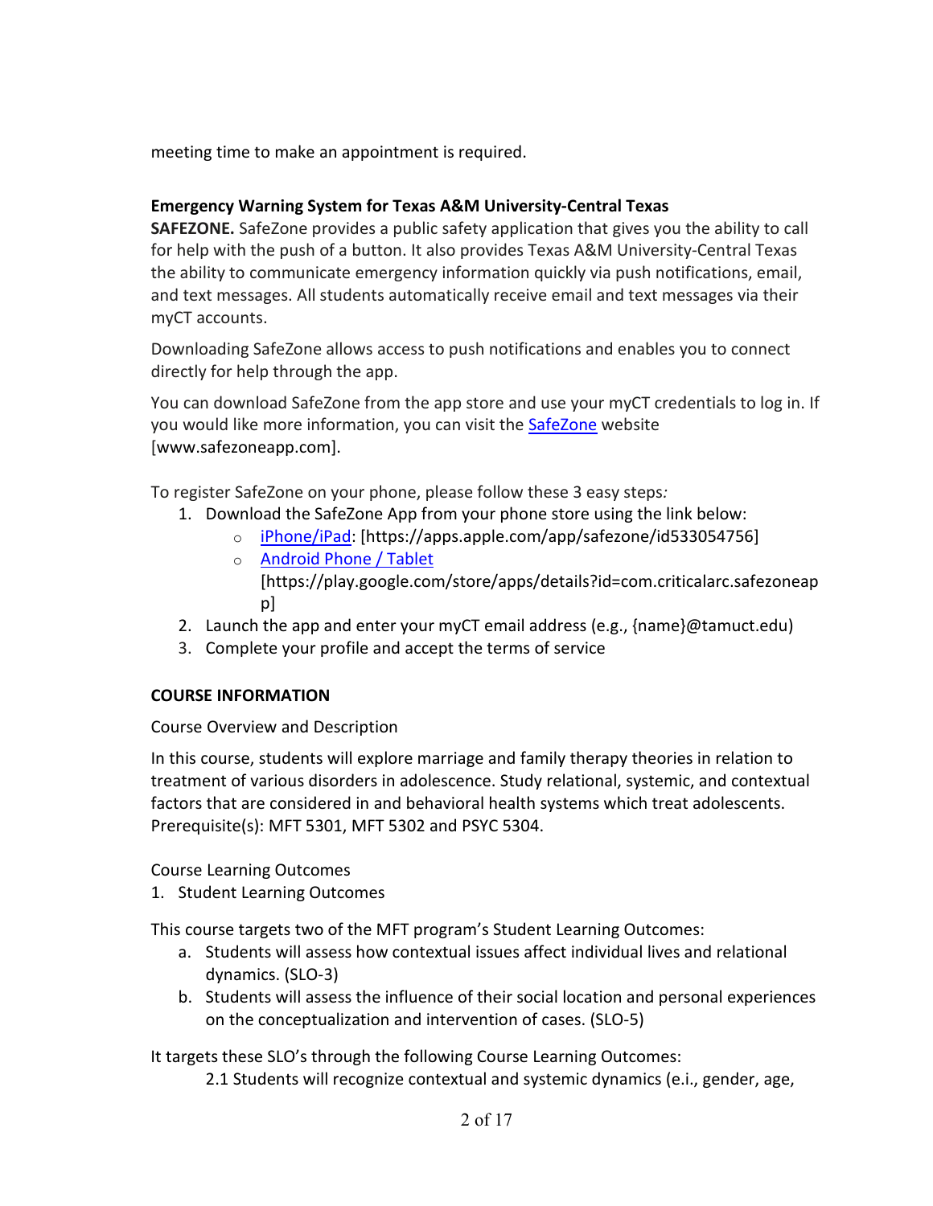meeting time to make an appointment is required.

**Emergency Warning System for Texas A&M University-Central Texas**

**SAFEZONE.** SafeZone provides a public safety application that gives you the ability to call for help with the push of a button. It also provides Texas A&M University-Central Texas the ability to communicate emergency information quickly via push notifications, email, and text messages. All students automatically receive email and text messages via their myCT accounts.

Downloading SafeZone allows access to push notifications and enables you to connect directly for help through the app.

You can download SafeZone from the app store and use your myCT credentials to log in. If you would like more information, you can visit the [SafeZone](http://www.safezoneapp.com) website [www.safezoneapp.com].

To register SafeZone on your phone, please follow these 3 easy steps*:*

1. Download the SafeZone App from your phone store using the link below:
    - [iPhone/iPad](https://apps.apple.com/app/safezone/id533054756): [https://apps.apple.com/app/safezone/id533054756]
    - [Android Phone / Tablet](https://play.google.com/store/apps/details?id=com.criticalarc.safezoneapp) [https://play.google.com/store/apps/details?id=com.criticalarc.safezoneapp]
2. Launch the app and enter your myCT email address (e.g., {name}@tamuct.edu)
3. Complete your profile and accept the terms of service

**COURSE INFORMATION**

Course Overview and Description

In this course, students will explore marriage and family therapy theories in relation to treatment of various disorders in adolescence. Study relational, systemic, and contextual factors that are considered in and behavioral health systems which treat adolescents. Prerequisite(s): MFT 5301, MFT 5302 and PSYC 5304.

Course Learning Outcomes

1. Student Learning Outcomes

This course targets two of the MFT program's Student Learning Outcomes:

a. Students will assess how contextual issues affect individual lives and relational dynamics. (SLO-3)
b. Students will assess the influence of their social location and personal experiences on the conceptualization and intervention of cases. (SLO-5)

It targets these SLO's through the following Course Learning Outcomes:

2.1 Students will recognize contextual and systemic dynamics (e.i., gender, age,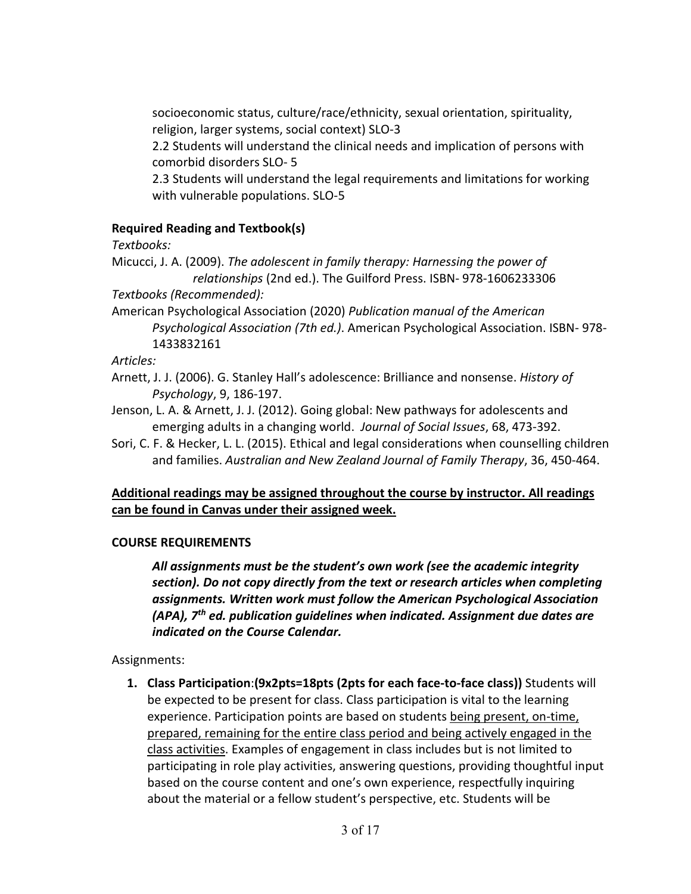socioeconomic status, culture/race/ethnicity, sexual orientation, spirituality, religion, larger systems, social context) SLO-3

2.2 Students will understand the clinical needs and implication of persons with comorbid disorders SLO- 5

2.3 Students will understand the legal requirements and limitations for working with vulnerable populations. SLO-5

**Required Reading and Textbook(s)**

*Textbooks:*

Micucci, J. A. (2009). *The adolescent in family therapy: Harnessing the power of relationships* (2nd ed.). The Guilford Press. ISBN- 978-1606233306

*Textbooks (Recommended):*

American Psychological Association (2020) *Publication manual of the American Psychological Association (7th ed.)*. American Psychological Association. ISBN- 978-1433832161

*Articles:*

Arnett, J. J. (2006). G. Stanley Hall's adolescence: Brilliance and nonsense. *History of Psychology*, 9, 186-197.

Jenson, L. A. & Arnett, J. J. (2012). Going global: New pathways for adolescents and emerging adults in a changing world. *Journal of Social Issues*, 68, 473-392.

Sori, C. F. & Hecker, L. L. (2015). Ethical and legal considerations when counselling children and families. *Australian and New Zealand Journal of Family Therapy*, 36, 450-464.

<u>**Additional readings may be assigned throughout the course by instructor. All readings can be found in Canvas under their assigned week.**</u>

**COURSE REQUIREMENTS**

***All assignments must be the student's own work (see the academic integrity section). Do not copy directly from the text or research articles when completing assignments. Written work must follow the American Psychological Association (APA), 7th ed. publication guidelines when indicated. Assignment due dates are indicated on the Course Calendar.***

Assignments:

1. **Class Participation**:**(9x2pts=18pts (2pts for each face-to-face class))** Students will be expected to be present for class. Class participation is vital to the learning experience. Participation points are based on students <u>being present, on-time, prepared, remaining for the entire class period and being actively engaged in the class activities</u>. Examples of engagement in class includes but is not limited to participating in role play activities, answering questions, providing thoughtful input based on the course content and one's own experience, respectfully inquiring about the material or a fellow student's perspective, etc. Students will be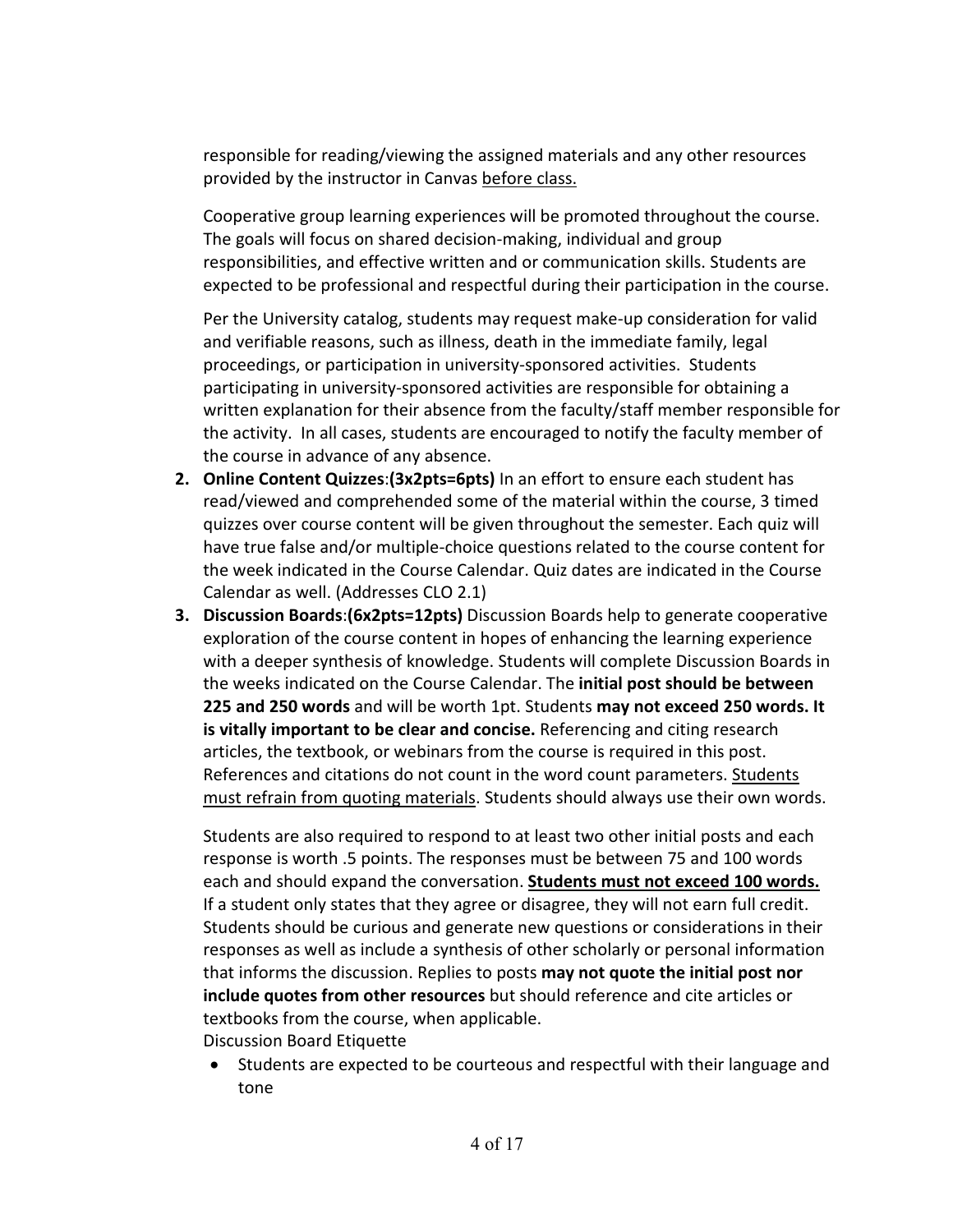responsible for reading/viewing the assigned materials and any other resources provided by the instructor in Canvas <u>before class.</u>

Cooperative group learning experiences will be promoted throughout the course. The goals will focus on shared decision-making, individual and group responsibilities, and effective written and or communication skills. Students are expected to be professional and respectful during their participation in the course.

Per the University catalog, students may request make-up consideration for valid and verifiable reasons, such as illness, death in the immediate family, legal proceedings, or participation in university-sponsored activities. Students participating in university-sponsored activities are responsible for obtaining a written explanation for their absence from the faculty/staff member responsible for the activity. In all cases, students are encouraged to notify the faculty member of the course in advance of any absence.

2. **Online Content Quizzes**:**(3x2pts=6pts)** In an effort to ensure each student has read/viewed and comprehended some of the material within the course, 3 timed quizzes over course content will be given throughout the semester. Each quiz will have true false and/or multiple-choice questions related to the course content for the week indicated in the Course Calendar. Quiz dates are indicated in the Course Calendar as well. (Addresses CLO 2.1)
3. **Discussion Boards**:**(6x2pts=12pts)** Discussion Boards help to generate cooperative exploration of the course content in hopes of enhancing the learning experience with a deeper synthesis of knowledge. Students will complete Discussion Boards in the weeks indicated on the Course Calendar. The **initial post should be between 225 and 250 words** and will be worth 1pt. Students **may not exceed 250 words. It is vitally important to be clear and concise.** Referencing and citing research articles, the textbook, or webinars from the course is required in this post. References and citations do not count in the word count parameters. <u>Students must refrain from quoting materials</u>. Students should always use their own words.

   Students are also required to respond to at least two other initial posts and each response is worth .5 points. The responses must be between 75 and 100 words each and should expand the conversation. <u>**Students must not exceed 100 words.**</u> If a student only states that they agree or disagree, they will not earn full credit. Students should be curious and generate new questions or considerations in their responses as well as include a synthesis of other scholarly or personal information that informs the discussion. Replies to posts **may not quote the initial post nor include quotes from other resources** but should reference and cite articles or textbooks from the course, when applicable.

   Discussion Board Etiquette

   - Students are expected to be courteous and respectful with their language and tone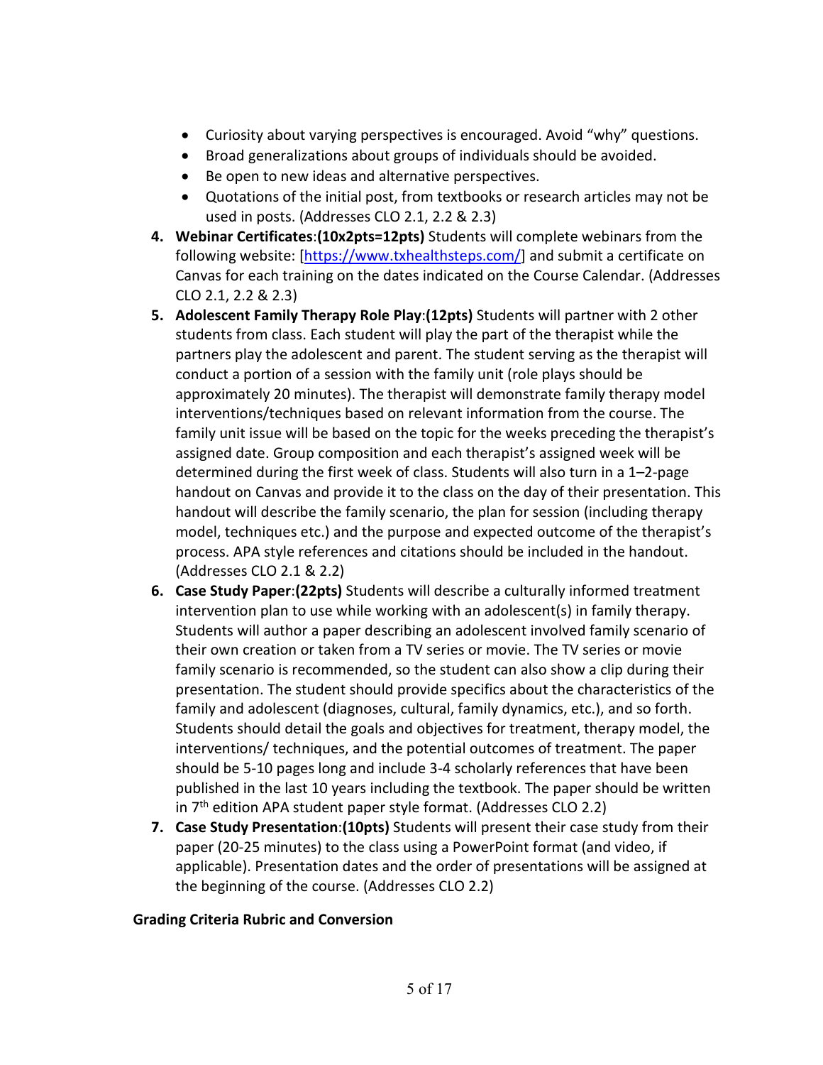- Curiosity about varying perspectives is encouraged. Avoid "why" questions.
- Broad generalizations about groups of individuals should be avoided.
- Be open to new ideas and alternative perspectives.
- Quotations of the initial post, from textbooks or research articles may not be used in posts. (Addresses CLO 2.1, 2.2 & 2.3)

4. **Webinar Certificates**:**(10x2pts=12pts)** Students will complete webinars from the following website: [https://www.txhealthsteps.com/] and submit a certificate on Canvas for each training on the dates indicated on the Course Calendar. (Addresses CLO 2.1, 2.2 & 2.3)
5. **Adolescent Family Therapy Role Play**:**(12pts)** Students will partner with 2 other students from class. Each student will play the part of the therapist while the partners play the adolescent and parent. The student serving as the therapist will conduct a portion of a session with the family unit (role plays should be approximately 20 minutes). The therapist will demonstrate family therapy model interventions/techniques based on relevant information from the course. The family unit issue will be based on the topic for the weeks preceding the therapist's assigned date. Group composition and each therapist's assigned week will be determined during the first week of class. Students will also turn in a 1–2-page handout on Canvas and provide it to the class on the day of their presentation. This handout will describe the family scenario, the plan for session (including therapy model, techniques etc.) and the purpose and expected outcome of the therapist's process. APA style references and citations should be included in the handout. (Addresses CLO 2.1 & 2.2)
6. **Case Study Paper**:**(22pts)** Students will describe a culturally informed treatment intervention plan to use while working with an adolescent(s) in family therapy. Students will author a paper describing an adolescent involved family scenario of their own creation or taken from a TV series or movie. The TV series or movie family scenario is recommended, so the student can also show a clip during their presentation. The student should provide specifics about the characteristics of the family and adolescent (diagnoses, cultural, family dynamics, etc.), and so forth. Students should detail the goals and objectives for treatment, therapy model, the interventions/ techniques, and the potential outcomes of treatment. The paper should be 5-10 pages long and include 3-4 scholarly references that have been published in the last 10 years including the textbook. The paper should be written in 7th edition APA student paper style format. (Addresses CLO 2.2)
7. **Case Study Presentation**:**(10pts)** Students will present their case study from their paper (20-25 minutes) to the class using a PowerPoint format (and video, if applicable). Presentation dates and the order of presentations will be assigned at the beginning of the course. (Addresses CLO 2.2)

**Grading Criteria Rubric and Conversion**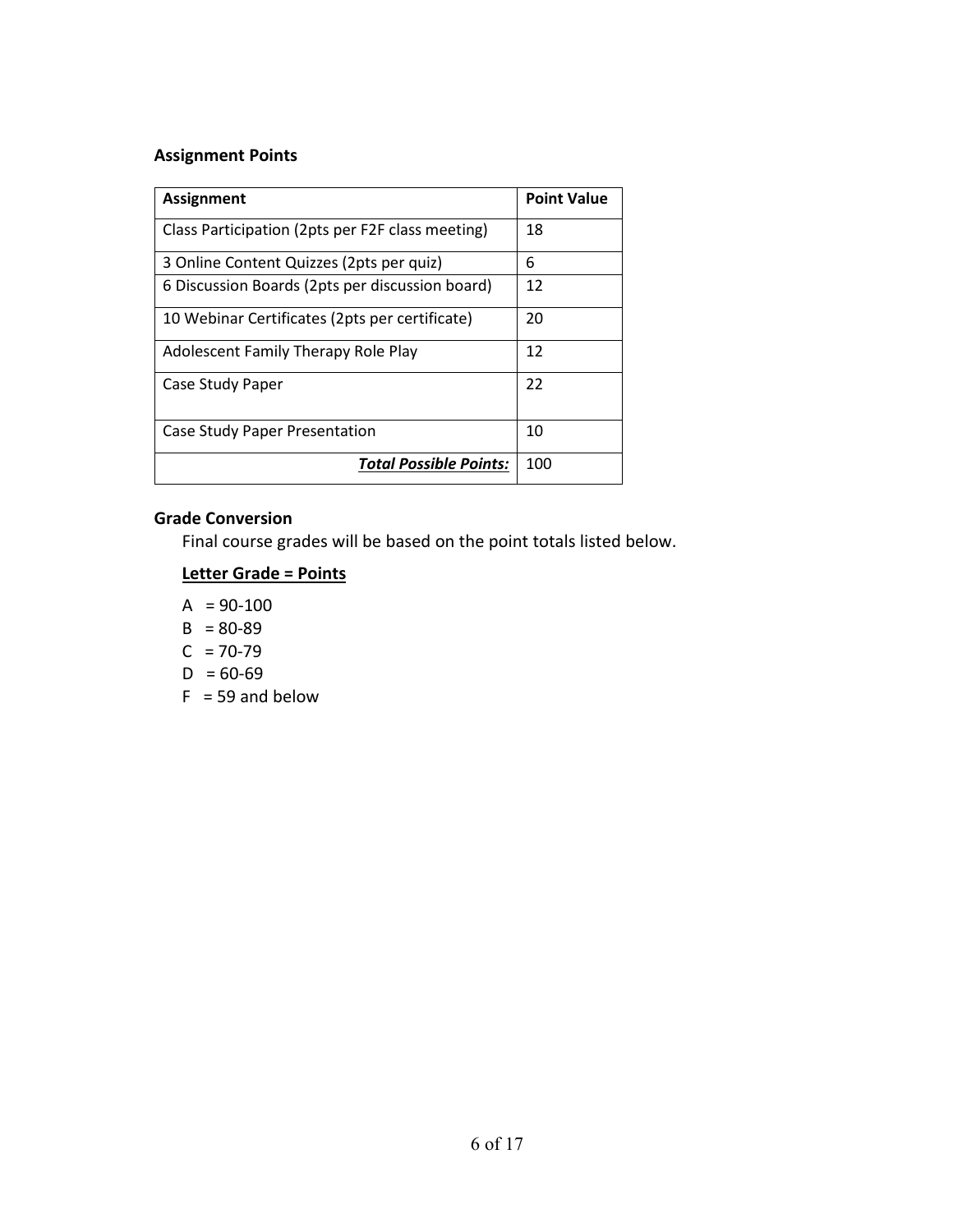### Assignment Points

| Assignment | Point Value |
|---|---|
| Class Participation (2pts per F2F class meeting) | 18 |
| 3 Online Content Quizzes (2pts per quiz) | 6 |
| 6 Discussion Boards (2pts per discussion board) | 12 |
| 10 Webinar Certificates (2pts per certificate) | 20 |
| Adolescent Family Therapy Role Play | 12 |
| Case Study Paper | 22 |
| Case Study Paper Presentation | 10 |
| ***Total Possible Points:*** | 100 |

### Grade Conversion

Final course grades will be based on the point totals listed below.

**Letter Grade = Points**

- A = 90-100
- B = 80-89
- C = 70-79
- D = 60-69
- F = 59 and below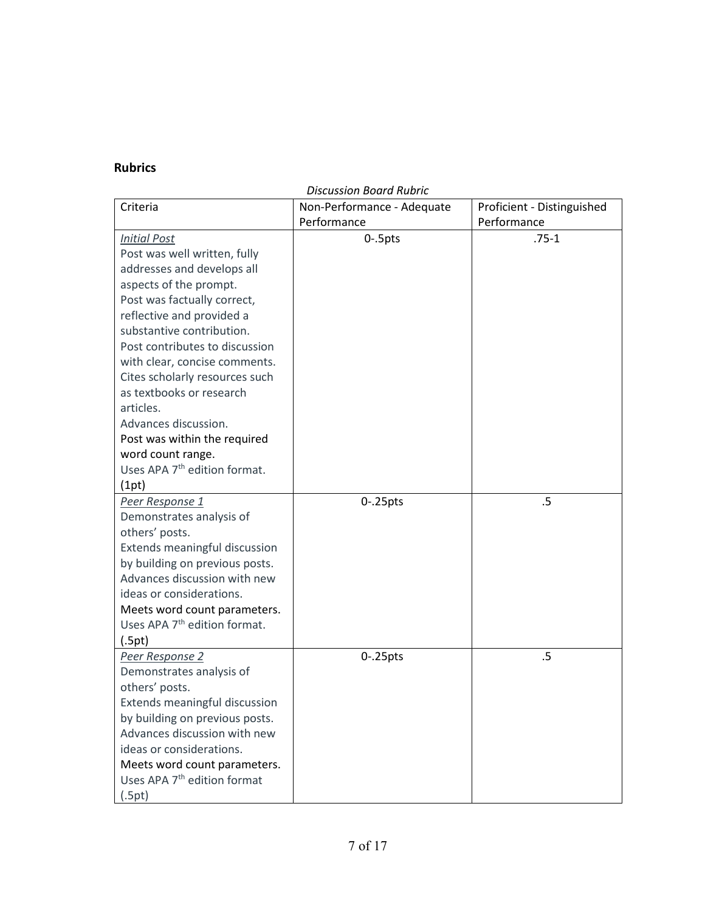## Rubrics

*Discussion Board Rubric*

| Criteria | Non-Performance - Adequate Performance | Proficient - Distinguished Performance |
| --- | --- | --- |
| *Initial Post*<br>Post was well written, fully addresses and develops all aspects of the prompt.<br>Post was factually correct, reflective and provided a substantive contribution.<br>Post contributes to discussion with clear, concise comments.<br>Cites scholarly resources such as textbooks or research articles.<br>Advances discussion.<br>Post was within the required word count range.<br>Uses APA 7th edition format.<br>(1pt) | 0-.5pts | .75-1 |
| *Peer Response 1*<br>Demonstrates analysis of others' posts.<br>Extends meaningful discussion by building on previous posts.<br>Advances discussion with new ideas or considerations.<br>Meets word count parameters.<br>Uses APA 7th edition format.<br>(.5pt) | 0-.25pts | .5 |
| *Peer Response 2*<br>Demonstrates analysis of others' posts.<br>Extends meaningful discussion by building on previous posts.<br>Advances discussion with new ideas or considerations.<br>Meets word count parameters.<br>Uses APA 7th edition format<br>(.5pt) | 0-.25pts | .5 |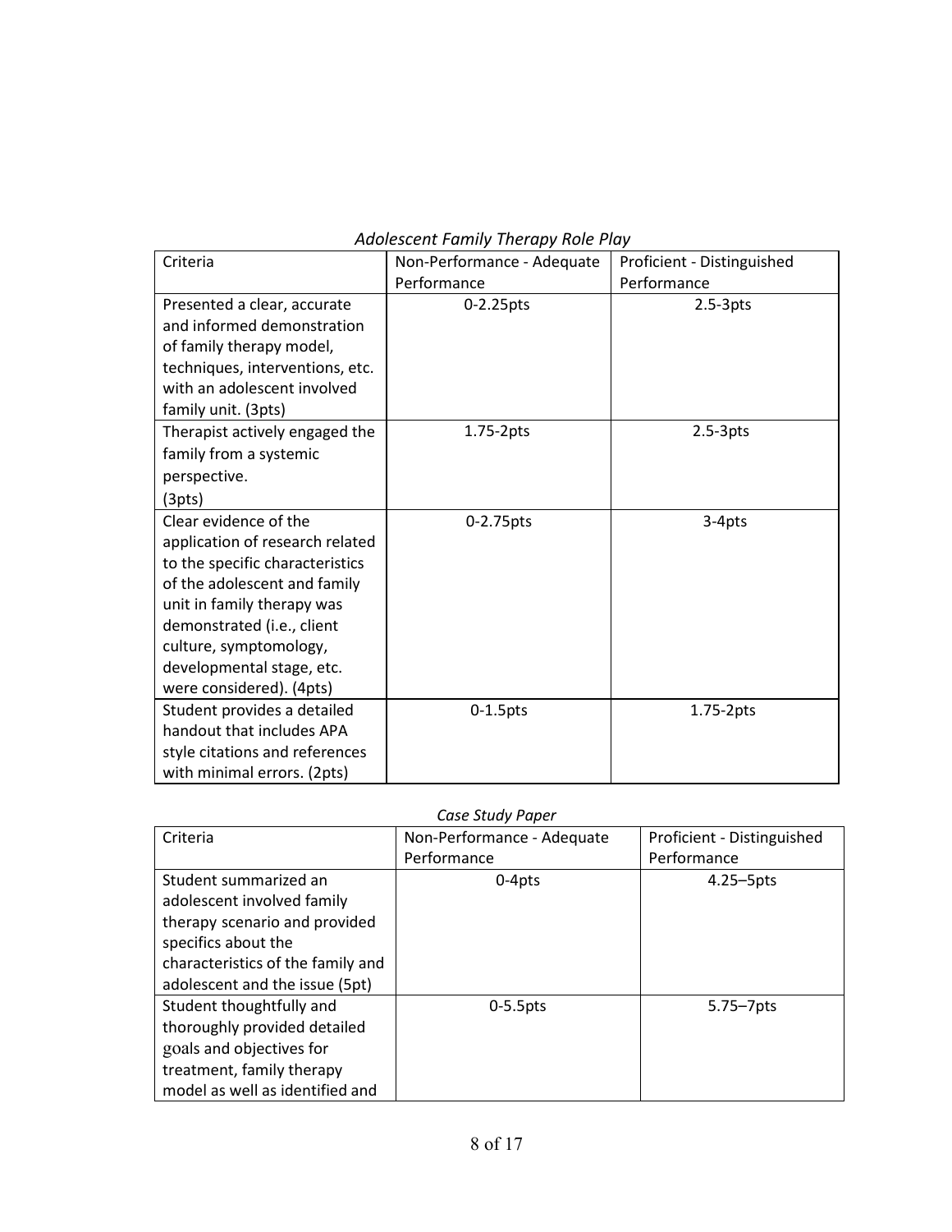*Adolescent Family Therapy Role Play*

| Criteria | Non-Performance - Adequate Performance | Proficient - Distinguished Performance |
|---|---|---|
| Presented a clear, accurate and informed demonstration of family therapy model, techniques, interventions, etc. with an adolescent involved family unit. (3pts) | 0-2.25pts | 2.5-3pts |
| Therapist actively engaged the family from a systemic perspective. (3pts) | 1.75-2pts | 2.5-3pts |
| Clear evidence of the application of research related to the specific characteristics of the adolescent and family unit in family therapy was demonstrated (i.e., client culture, symptomology, developmental stage, etc. were considered). (4pts) | 0-2.75pts | 3-4pts |
| Student provides a detailed handout that includes APA style citations and references with minimal errors. (2pts) | 0-1.5pts | 1.75-2pts |

*Case Study Paper*

| Criteria | Non-Performance - Adequate Performance | Proficient - Distinguished Performance |
|---|---|---|
| Student summarized an adolescent involved family therapy scenario and provided specifics about the characteristics of the family and adolescent and the issue (5pt) | 0-4pts | 4.25–5pts |
| Student thoughtfully and thoroughly provided detailed goals and objectives for treatment, family therapy model as well as identified and | 0-5.5pts | 5.75–7pts |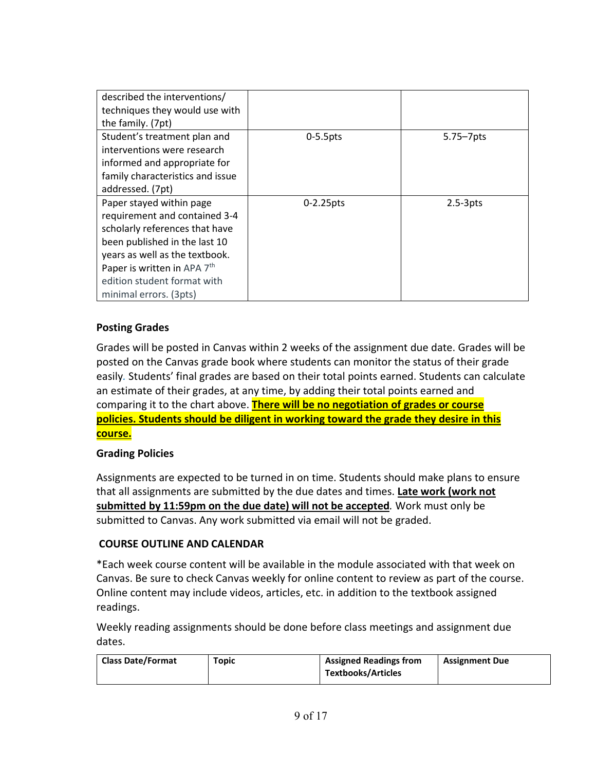| | | |
|---|---|---|
| described the interventions/ techniques they would use with the family. (7pt) | | |
| Student's treatment plan and interventions were research informed and appropriate for family characteristics and issue addressed. (7pt) | 0-5.5pts | 5.75–7pts |
| Paper stayed within page requirement and contained 3-4 scholarly references that have been published in the last 10 years as well as the textbook. Paper is written in APA 7th edition student format with minimal errors. (3pts) | 0-2.25pts | 2.5-3pts |

**Posting Grades**

Grades will be posted in Canvas within 2 weeks of the assignment due date. Grades will be posted on the Canvas grade book where students can monitor the status of their grade easily. Students' final grades are based on their total points earned. Students can calculate an estimate of their grades, at any time, by adding their total points earned and comparing it to the chart above. **There will be no negotiation of grades or course policies. Students should be diligent in working toward the grade they desire in this course.**

**Grading Policies**

Assignments are expected to be turned in on time. Students should make plans to ensure that all assignments are submitted by the due dates and times. **Late work (work not submitted by 11:59pm on the due date) will not be accepted**. Work must only be submitted to Canvas. Any work submitted via email will not be graded.

## COURSE OUTLINE AND CALENDAR

*Each week course content will be available in the module associated with that week on Canvas. Be sure to check Canvas weekly for online content to review as part of the course. Online content may include videos, articles, etc. in addition to the textbook assigned readings.

Weekly reading assignments should be done before class meetings and assignment due dates.

| Class Date/Format | Topic | Assigned Readings from Textbooks/Articles | Assignment Due |
|---|---|---|---|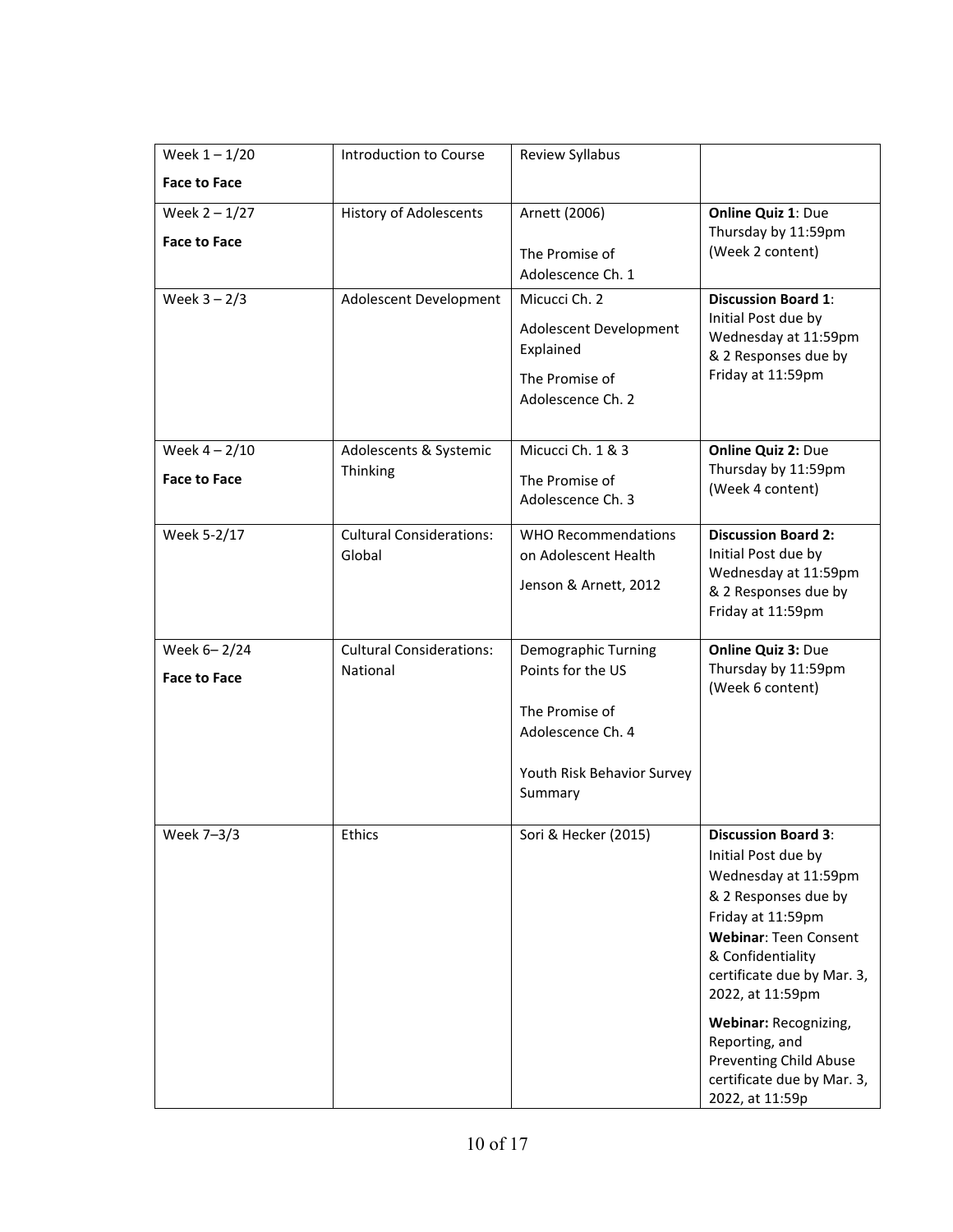| Week 1 – 1/20<br>**Face to Face** | Introduction to Course | Review Syllabus | |
|---|---|---|---|
| Week 2 – 1/27<br>**Face to Face** | History of Adolescents | Arnett (2006)<br><br>The Promise of Adolescence Ch. 1 | **Online Quiz 1**: Due Thursday by 11:59pm (Week 2 content) |
| Week 3 – 2/3 | Adolescent Development | Micucci Ch. 2<br>Adolescent Development Explained<br>The Promise of Adolescence Ch. 2 | **Discussion Board 1**: Initial Post due by Wednesday at 11:59pm & 2 Responses due by Friday at 11:59pm |
| Week 4 – 2/10<br>**Face to Face** | Adolescents & Systemic Thinking | Micucci Ch. 1 & 3<br>The Promise of Adolescence Ch. 3 | **Online Quiz 2:** Due Thursday by 11:59pm (Week 4 content) |
| Week 5-2/17 | Cultural Considerations: Global | WHO Recommendations on Adolescent Health<br>Jenson & Arnett, 2012 | **Discussion Board 2:** Initial Post due by Wednesday at 11:59pm & 2 Responses due by Friday at 11:59pm |
| Week 6– 2/24<br>**Face to Face** | Cultural Considerations: National | Demographic Turning Points for the US<br><br>The Promise of Adolescence Ch. 4<br><br>Youth Risk Behavior Survey Summary | **Online Quiz 3:** Due Thursday by 11:59pm (Week 6 content) |
| Week 7–3/3 | Ethics | Sori & Hecker (2015) | **Discussion Board 3**: Initial Post due by Wednesday at 11:59pm & 2 Responses due by Friday at 11:59pm<br>**Webinar**: Teen Consent & Confidentiality certificate due by Mar. 3, 2022, at 11:59pm<br><br>**Webinar:** Recognizing, Reporting, and Preventing Child Abuse certificate due by Mar. 3, 2022, at 11:59p |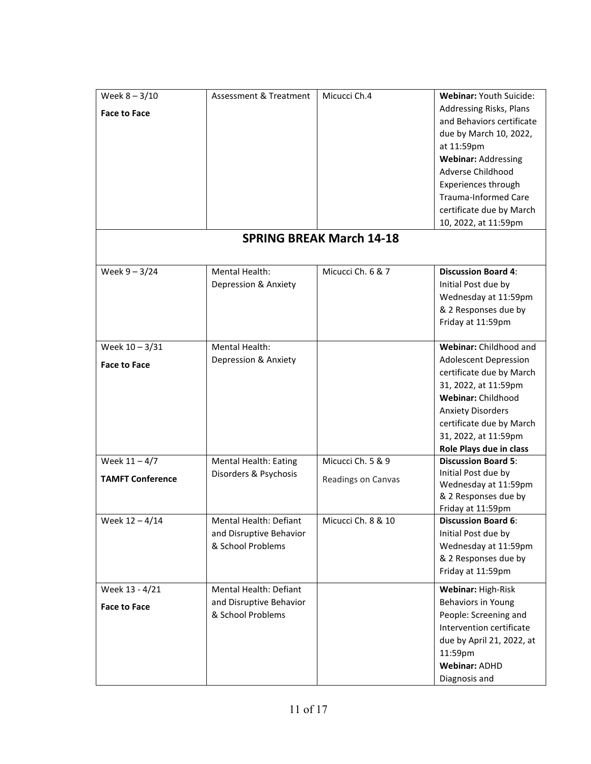| | | | |
|---|---|---|---|
| Week 8 – 3/10<br>**Face to Face** | Assessment & Treatment | Micucci Ch.4 | **Webinar:** Youth Suicide: Addressing Risks, Plans and Behaviors certificate due by March 10, 2022, at 11:59pm<br>**Webinar:** Addressing Adverse Childhood Experiences through Trauma-Informed Care certificate due by March 10, 2022, at 11:59pm |
| **SPRING BREAK March 14-18** | | | |
| Week 9 – 3/24 | Mental Health: Depression & Anxiety | Micucci Ch. 6 & 7 | **Discussion Board 4**: Initial Post due by Wednesday at 11:59pm & 2 Responses due by Friday at 11:59pm |
| Week 10 – 3/31<br>**Face to Face** | Mental Health: Depression & Anxiety | | **Webinar:** Childhood and Adolescent Depression certificate due by March 31, 2022, at 11:59pm<br>**Webinar:** Childhood Anxiety Disorders certificate due by March 31, 2022, at 11:59pm<br>**Role Plays due in class** |
| Week 11 – 4/7<br>**TAMFT Conference** | Mental Health: Eating Disorders & Psychosis | Micucci Ch. 5 & 9<br>Readings on Canvas | **Discussion Board 5**: Initial Post due by Wednesday at 11:59pm & 2 Responses due by Friday at 11:59pm |
| Week 12 – 4/14 | Mental Health: Defiant and Disruptive Behavior & School Problems | Micucci Ch. 8 & 10 | **Discussion Board 6**: Initial Post due by Wednesday at 11:59pm & 2 Responses due by Friday at 11:59pm |
| Week 13 - 4/21<br>**Face to Face** | Mental Health: Defiant and Disruptive Behavior & School Problems | | **Webinar:** High-Risk Behaviors in Young People: Screening and Intervention certificate due by April 21, 2022, at 11:59pm<br>**Webinar:** ADHD Diagnosis and |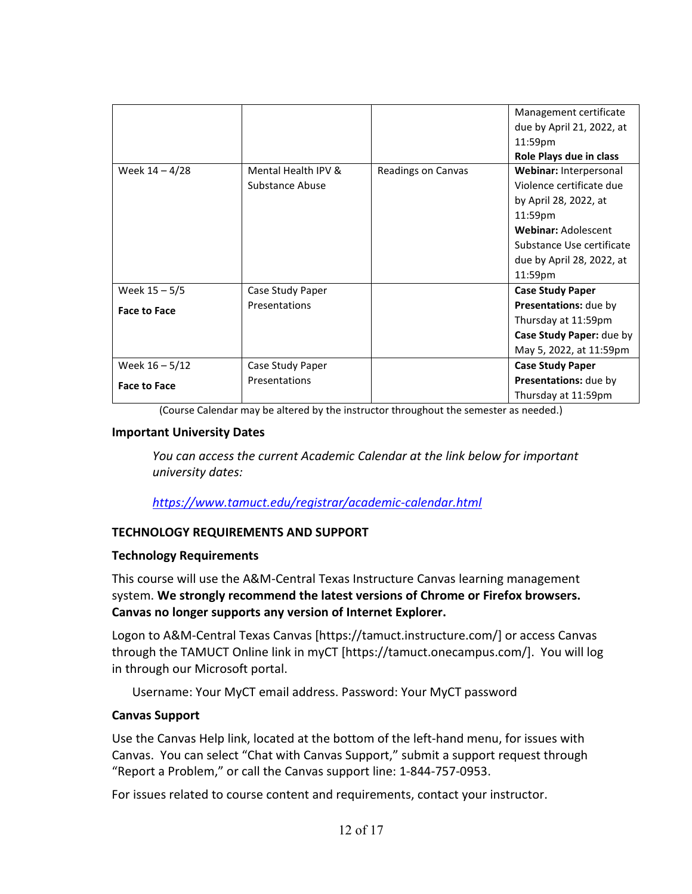| | | | |
|---|---|---|---|
| | | | Management certificate due by April 21, 2022, at 11:59pm **Role Plays due in class** |
| Week 14 – 4/28 | Mental Health IPV & Substance Abuse | Readings on Canvas | **Webinar:** Interpersonal Violence certificate due by April 28, 2022, at 11:59pm **Webinar:** Adolescent Substance Use certificate due by April 28, 2022, at 11:59pm |
| Week 15 – 5/5 **Face to Face** | Case Study Paper Presentations | | **Case Study Paper Presentations:** due by Thursday at 11:59pm **Case Study Paper:** due by May 5, 2022, at 11:59pm |
| Week 16 – 5/12 **Face to Face** | Case Study Paper Presentations | | **Case Study Paper Presentations:** due by Thursday at 11:59pm |

(Course Calendar may be altered by the instructor throughout the semester as needed.)

### Important University Dates

*You can access the current Academic Calendar at the link below for important university dates:*

*https://www.tamuct.edu/registrar/academic-calendar.html*

## TECHNOLOGY REQUIREMENTS AND SUPPORT

### Technology Requirements

This course will use the A&M-Central Texas Instructure Canvas learning management system. **We strongly recommend the latest versions of Chrome or Firefox browsers. Canvas no longer supports any version of Internet Explorer.**

Logon to A&M-Central Texas Canvas [https://tamuct.instructure.com/] or access Canvas through the TAMUCT Online link in myCT [https://tamuct.onecampus.com/]. You will log in through our Microsoft portal.

Username: Your MyCT email address. Password: Your MyCT password

### Canvas Support

Use the Canvas Help link, located at the bottom of the left-hand menu, for issues with Canvas. You can select "Chat with Canvas Support," submit a support request through "Report a Problem," or call the Canvas support line: 1-844-757-0953.

For issues related to course content and requirements, contact your instructor.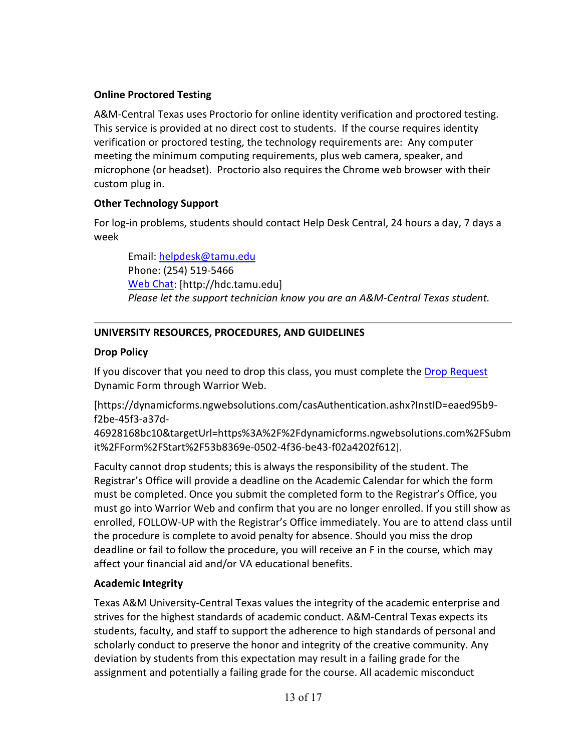### Online Proctored Testing

A&M-Central Texas uses Proctorio for online identity verification and proctored testing. This service is provided at no direct cost to students. If the course requires identity verification or proctored testing, the technology requirements are: Any computer meeting the minimum computing requirements, plus web camera, speaker, and microphone (or headset). Proctorio also requires the Chrome web browser with their custom plug in.

### Other Technology Support

For log-in problems, students should contact Help Desk Central, 24 hours a day, 7 days a week

> Email: helpdesk@tamu.edu
> Phone: (254) 519-5466
> Web Chat: [http://hdc.tamu.edu]
> *Please let the support technician know you are an A&M-Central Texas student.*

---

## UNIVERSITY RESOURCES, PROCEDURES, AND GUIDELINES

### Drop Policy

If you discover that you need to drop this class, you must complete the Drop Request Dynamic Form through Warrior Web.

[https://dynamicforms.ngwebsolutions.com/casAuthentication.ashx?InstID=eaed95b9-f2be-45f3-a37d-46928168bc10&targetUrl=https%3A%2F%2Fdynamicforms.ngwebsolutions.com%2FSubmit%2FForm%2FStart%2F53b8369e-0502-4f36-be43-f02a4202f612].

Faculty cannot drop students; this is always the responsibility of the student. The Registrar's Office will provide a deadline on the Academic Calendar for which the form must be completed. Once you submit the completed form to the Registrar's Office, you must go into Warrior Web and confirm that you are no longer enrolled. If you still show as enrolled, FOLLOW-UP with the Registrar's Office immediately. You are to attend class until the procedure is complete to avoid penalty for absence. Should you miss the drop deadline or fail to follow the procedure, you will receive an F in the course, which may affect your financial aid and/or VA educational benefits.

### Academic Integrity

Texas A&M University-Central Texas values the integrity of the academic enterprise and strives for the highest standards of academic conduct. A&M-Central Texas expects its students, faculty, and staff to support the adherence to high standards of personal and scholarly conduct to preserve the honor and integrity of the creative community. Any deviation by students from this expectation may result in a failing grade for the assignment and potentially a failing grade for the course. All academic misconduct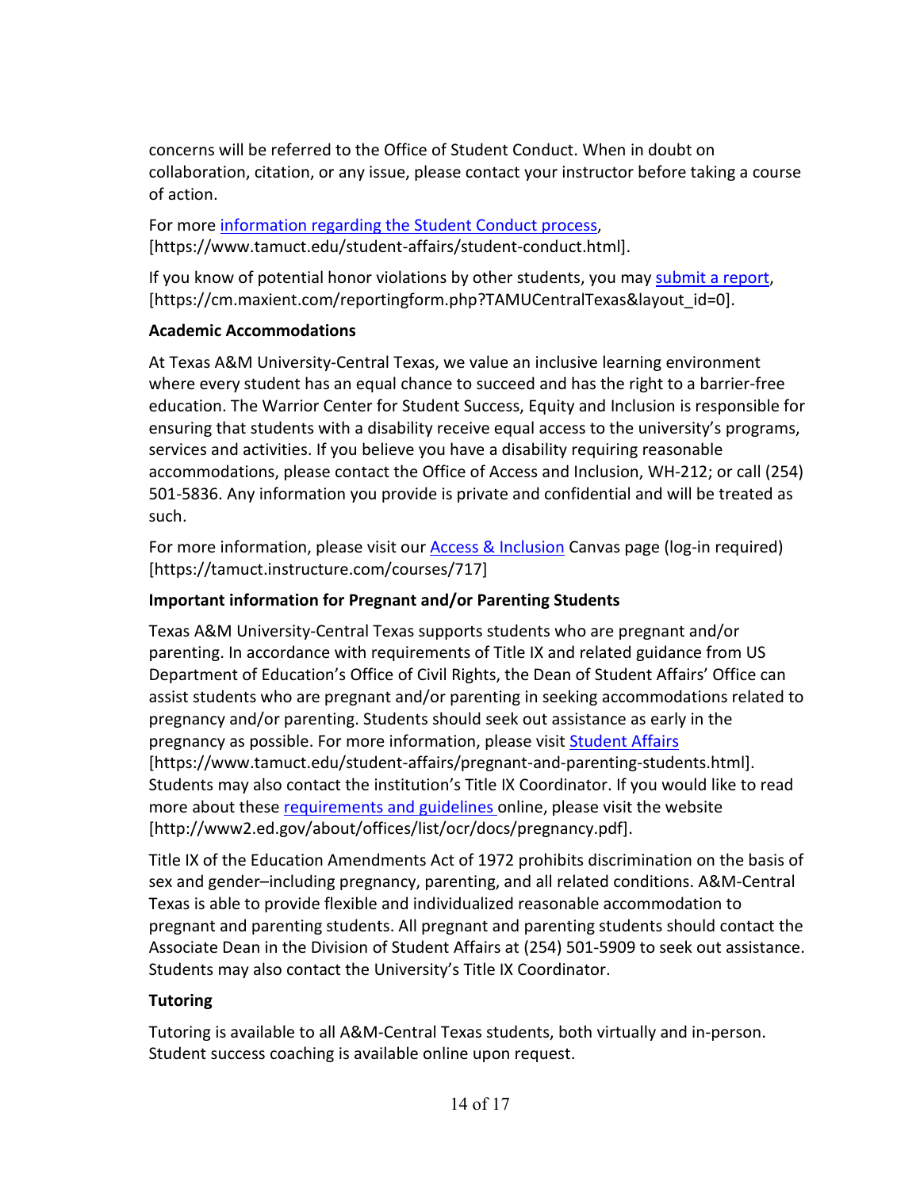concerns will be referred to the Office of Student Conduct. When in doubt on collaboration, citation, or any issue, please contact your instructor before taking a course of action.

For more information regarding the Student Conduct process, [https://www.tamuct.edu/student-affairs/student-conduct.html].

If you know of potential honor violations by other students, you may submit a report, [https://cm.maxient.com/reportingform.php?TAMUCentralTexas&layout_id=0].

**Academic Accommodations**

At Texas A&M University-Central Texas, we value an inclusive learning environment where every student has an equal chance to succeed and has the right to a barrier-free education. The Warrior Center for Student Success, Equity and Inclusion is responsible for ensuring that students with a disability receive equal access to the university's programs, services and activities. If you believe you have a disability requiring reasonable accommodations, please contact the Office of Access and Inclusion, WH-212; or call (254) 501-5836. Any information you provide is private and confidential and will be treated as such.

For more information, please visit our Access & Inclusion Canvas page (log-in required) [https://tamuct.instructure.com/courses/717]

**Important information for Pregnant and/or Parenting Students**

Texas A&M University-Central Texas supports students who are pregnant and/or parenting. In accordance with requirements of Title IX and related guidance from US Department of Education's Office of Civil Rights, the Dean of Student Affairs' Office can assist students who are pregnant and/or parenting in seeking accommodations related to pregnancy and/or parenting. Students should seek out assistance as early in the pregnancy as possible. For more information, please visit Student Affairs [https://www.tamuct.edu/student-affairs/pregnant-and-parenting-students.html]. Students may also contact the institution's Title IX Coordinator. If you would like to read more about these requirements and guidelines online, please visit the website [http://www2.ed.gov/about/offices/list/ocr/docs/pregnancy.pdf].

Title IX of the Education Amendments Act of 1972 prohibits discrimination on the basis of sex and gender–including pregnancy, parenting, and all related conditions. A&M-Central Texas is able to provide flexible and individualized reasonable accommodation to pregnant and parenting students. All pregnant and parenting students should contact the Associate Dean in the Division of Student Affairs at (254) 501-5909 to seek out assistance. Students may also contact the University's Title IX Coordinator.

**Tutoring**

Tutoring is available to all A&M-Central Texas students, both virtually and in-person. Student success coaching is available online upon request.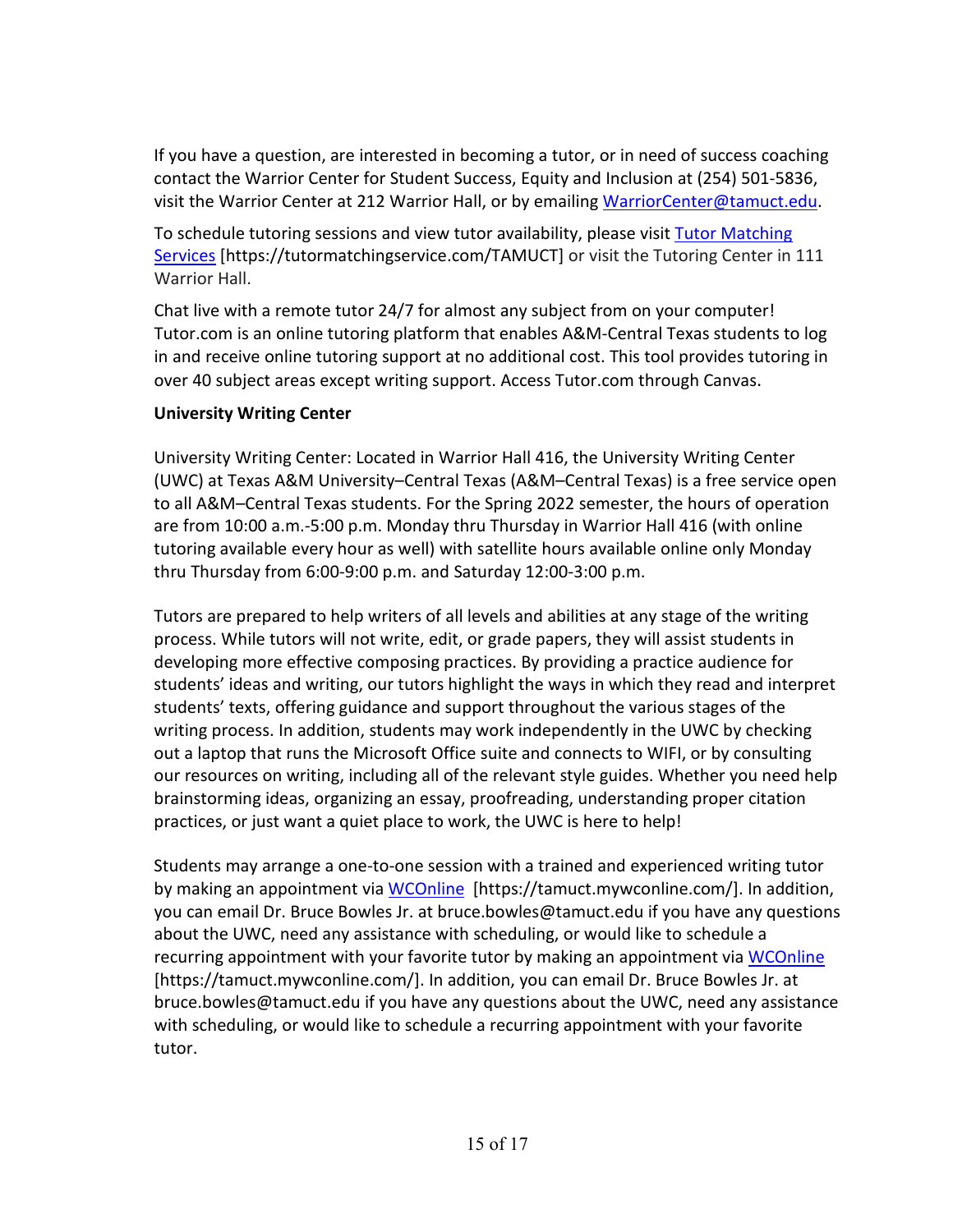If you have a question, are interested in becoming a tutor, or in need of success coaching contact the Warrior Center for Student Success, Equity and Inclusion at (254) 501-5836, visit the Warrior Center at 212 Warrior Hall, or by emailing [WarriorCenter@tamuct.edu](mailto:WarriorCenter@tamuct.edu).

To schedule tutoring sessions and view tutor availability, please visit [Tutor Matching Services](https://tutormatchingservice.com/TAMUCT) [https://tutormatchingservice.com/TAMUCT] or visit the Tutoring Center in 111 Warrior Hall.

Chat live with a remote tutor 24/7 for almost any subject from on your computer! Tutor.com is an online tutoring platform that enables A&M-Central Texas students to log in and receive online tutoring support at no additional cost. This tool provides tutoring in over 40 subject areas except writing support. Access Tutor.com through Canvas.

**University Writing Center**

University Writing Center: Located in Warrior Hall 416, the University Writing Center (UWC) at Texas A&M University–Central Texas (A&M–Central Texas) is a free service open to all A&M–Central Texas students. For the Spring 2022 semester, the hours of operation are from 10:00 a.m.-5:00 p.m. Monday thru Thursday in Warrior Hall 416 (with online tutoring available every hour as well) with satellite hours available online only Monday thru Thursday from 6:00-9:00 p.m. and Saturday 12:00-3:00 p.m.

Tutors are prepared to help writers of all levels and abilities at any stage of the writing process. While tutors will not write, edit, or grade papers, they will assist students in developing more effective composing practices. By providing a practice audience for students' ideas and writing, our tutors highlight the ways in which they read and interpret students' texts, offering guidance and support throughout the various stages of the writing process. In addition, students may work independently in the UWC by checking out a laptop that runs the Microsoft Office suite and connects to WIFI, or by consulting our resources on writing, including all of the relevant style guides. Whether you need help brainstorming ideas, organizing an essay, proofreading, understanding proper citation practices, or just want a quiet place to work, the UWC is here to help!

Students may arrange a one-to-one session with a trained and experienced writing tutor by making an appointment via [WCOnline](https://tamuct.mywconline.com/) [https://tamuct.mywconline.com/]. In addition, you can email Dr. Bruce Bowles Jr. at bruce.bowles@tamuct.edu if you have any questions about the UWC, need any assistance with scheduling, or would like to schedule a recurring appointment with your favorite tutor by making an appointment via [WCOnline](https://tamuct.mywconline.com/) [https://tamuct.mywconline.com/]. In addition, you can email Dr. Bruce Bowles Jr. at bruce.bowles@tamuct.edu if you have any questions about the UWC, need any assistance with scheduling, or would like to schedule a recurring appointment with your favorite tutor.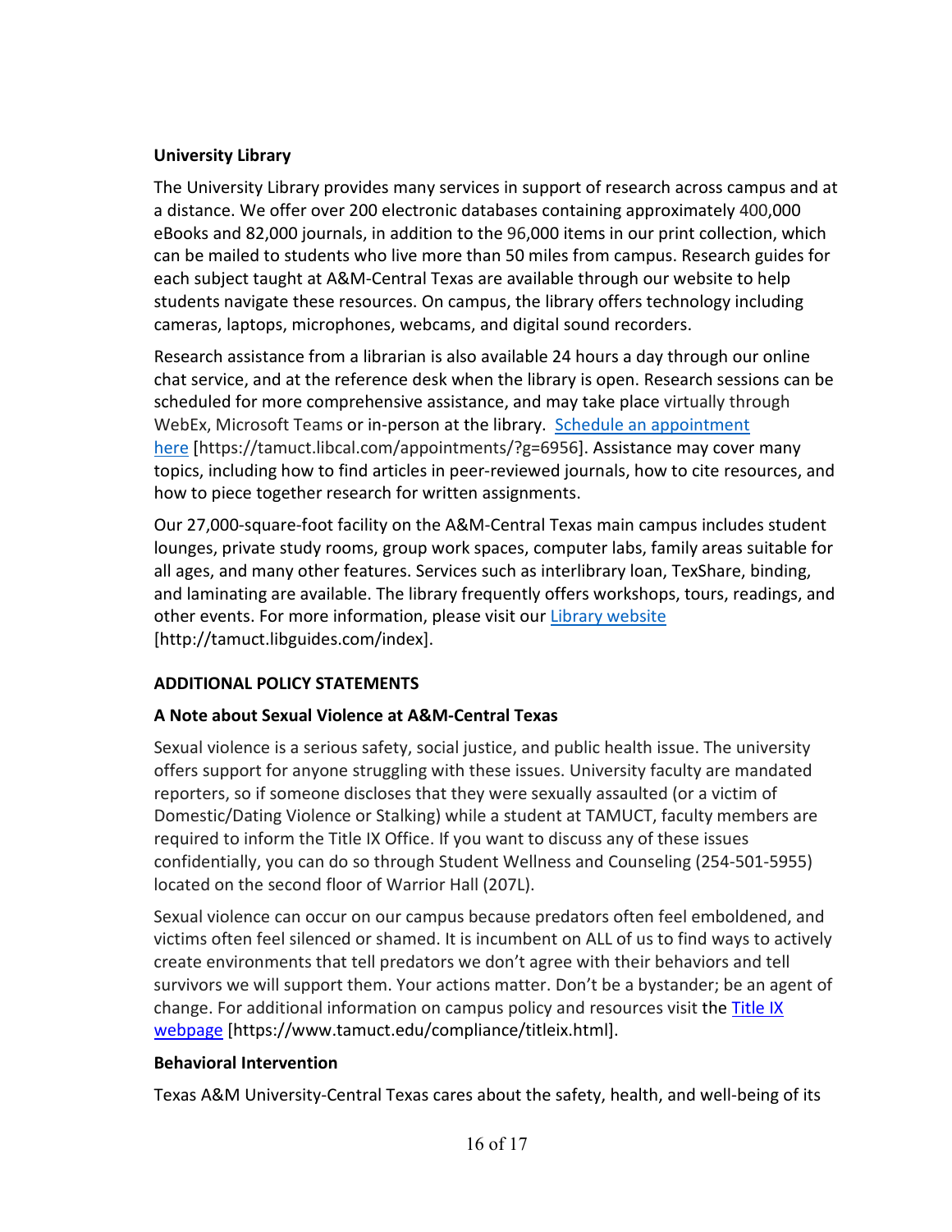**University Library**

The University Library provides many services in support of research across campus and at a distance. We offer over 200 electronic databases containing approximately 400,000 eBooks and 82,000 journals, in addition to the 96,000 items in our print collection, which can be mailed to students who live more than 50 miles from campus. Research guides for each subject taught at A&M-Central Texas are available through our website to help students navigate these resources. On campus, the library offers technology including cameras, laptops, microphones, webcams, and digital sound recorders.

Research assistance from a librarian is also available 24 hours a day through our online chat service, and at the reference desk when the library is open. Research sessions can be scheduled for more comprehensive assistance, and may take place virtually through WebEx, Microsoft Teams or in-person at the library. [Schedule an appointment here](https://tamuct.libcal.com/appointments/?g=6956) [https://tamuct.libcal.com/appointments/?g=6956]. Assistance may cover many topics, including how to find articles in peer-reviewed journals, how to cite resources, and how to piece together research for written assignments.

Our 27,000-square-foot facility on the A&M-Central Texas main campus includes student lounges, private study rooms, group work spaces, computer labs, family areas suitable for all ages, and many other features. Services such as interlibrary loan, TexShare, binding, and laminating are available. The library frequently offers workshops, tours, readings, and other events. For more information, please visit our [Library website](http://tamuct.libguides.com/index) [http://tamuct.libguides.com/index].

**ADDITIONAL POLICY STATEMENTS**

**A Note about Sexual Violence at A&M-Central Texas**

Sexual violence is a serious safety, social justice, and public health issue. The university offers support for anyone struggling with these issues. University faculty are mandated reporters, so if someone discloses that they were sexually assaulted (or a victim of Domestic/Dating Violence or Stalking) while a student at TAMUCT, faculty members are required to inform the Title IX Office. If you want to discuss any of these issues confidentially, you can do so through Student Wellness and Counseling (254-501-5955) located on the second floor of Warrior Hall (207L).

Sexual violence can occur on our campus because predators often feel emboldened, and victims often feel silenced or shamed. It is incumbent on ALL of us to find ways to actively create environments that tell predators we don't agree with their behaviors and tell survivors we will support them. Your actions matter. Don't be a bystander; be an agent of change. For additional information on campus policy and resources visit the [Title IX webpage](https://www.tamuct.edu/compliance/titleix.html) [https://www.tamuct.edu/compliance/titleix.html].

**Behavioral Intervention**

Texas A&M University-Central Texas cares about the safety, health, and well-being of its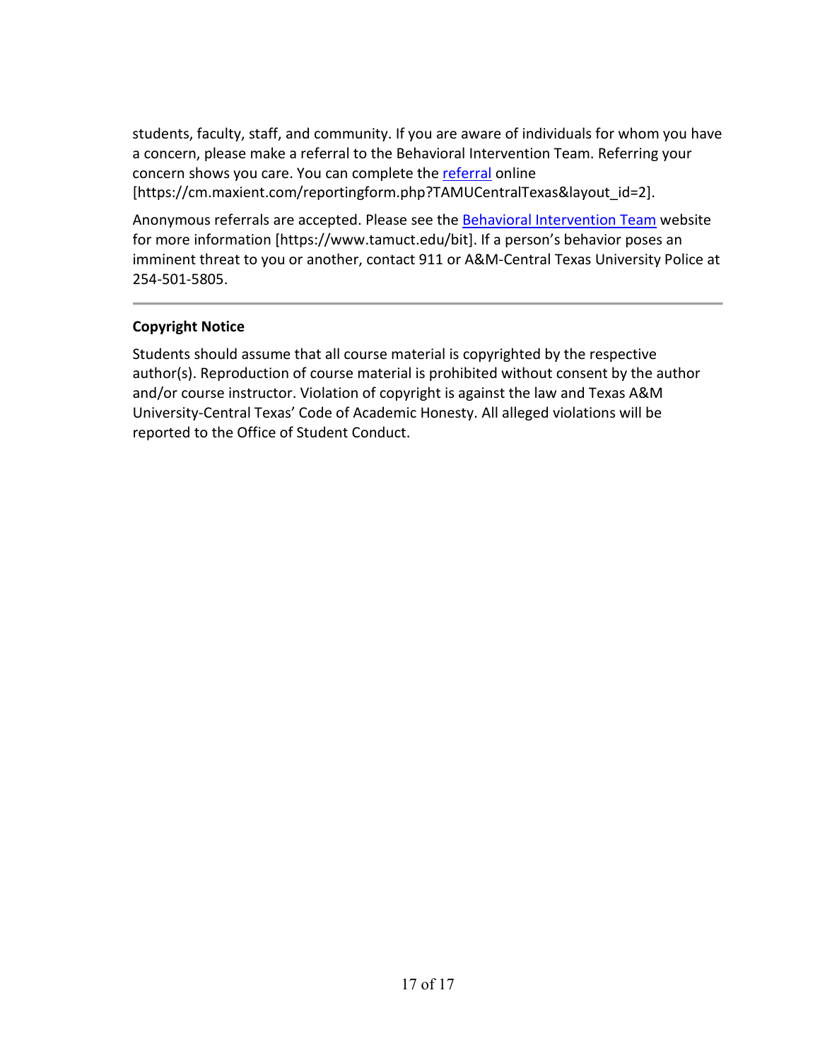students, faculty, staff, and community. If you are aware of individuals for whom you have a concern, please make a referral to the Behavioral Intervention Team. Referring your concern shows you care. You can complete the referral online [https://cm.maxient.com/reportingform.php?TAMUCentralTexas&layout_id=2].

Anonymous referrals are accepted. Please see the Behavioral Intervention Team website for more information [https://www.tamuct.edu/bit]. If a person's behavior poses an imminent threat to you or another, contact 911 or A&M-Central Texas University Police at 254-501-5805.

---

**Copyright Notice**

Students should assume that all course material is copyrighted by the respective author(s). Reproduction of course material is prohibited without consent by the author and/or course instructor. Violation of copyright is against the law and Texas A&M University-Central Texas' Code of Academic Honesty. All alleged violations will be reported to the Office of Student Conduct.